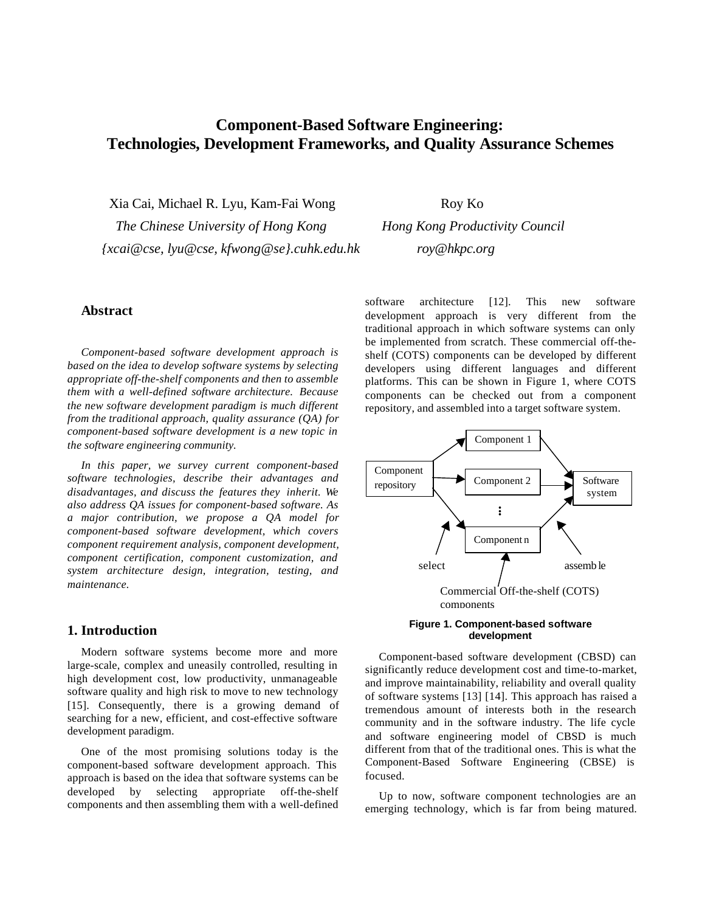# Component-Based Software Engineering: Technologies, Development Frameworks, and Quality Assurance Schemes

Xia Cai, Michael R. Lyu, Kam-Fai Wong
*The Chinese University of Hong Kong*
*{xcai@cse, lyu@cse, kfwong@se}.cuhk.edu.hk*

Roy Ko
*Hong Kong Productivity Council*
*roy@hkpc.org*

## Abstract

*Component-based software development approach is based on the idea to develop software systems by selecting appropriate off-the-shelf components and then to assemble them with a well-defined software architecture. Because the new software development paradigm is much different from the traditional approach, quality assurance (QA) for component-based software development is a new topic in the software engineering community.*

*In this paper, we survey current component-based software technologies, describe their advantages and disadvantages, and discuss the features they inherit. We also address QA issues for component-based software. As a major contribution, we propose a QA model for component-based software development, which covers component requirement analysis, component development, component certification, component customization, and system architecture design, integration, testing, and maintenance.*

## 1. Introduction

Modern software systems become more and more large-scale, complex and uneasily controlled, resulting in high development cost, low productivity, unmanageable software quality and high risk to move to new technology [15]. Consequently, there is a growing demand of searching for a new, efficient, and cost-effective software development paradigm.

One of the most promising solutions today is the component-based software development approach. This approach is based on the idea that software systems can be developed by selecting appropriate off-the-shelf components and then assembling them with a well-defined software architecture [12]. This new software development approach is very different from the traditional approach in which software systems can only be implemented from scratch. These commercial off-the-shelf (COTS) components can be developed by different developers using different languages and different platforms. This can be shown in Figure 1, where COTS components can be checked out from a component repository, and assembled into a target software system.

Component repository → Component 1, Component 2, ⋮, Component n → Software system

select — assemble — Commercial Off-the-shelf (COTS) components

**Figure 1. Component-based software development**

Component-based software development (CBSD) can significantly reduce development cost and time-to-market, and improve maintainability, reliability and overall quality of software systems [13] [14]. This approach has raised a tremendous amount of interests both in the research community and in the software industry. The life cycle and software engineering model of CBSD is much different from that of the traditional ones. This is what the Component-Based Software Engineering (CBSE) is focused.

Up to now, software component technologies are an emerging technology, which is far from being matured.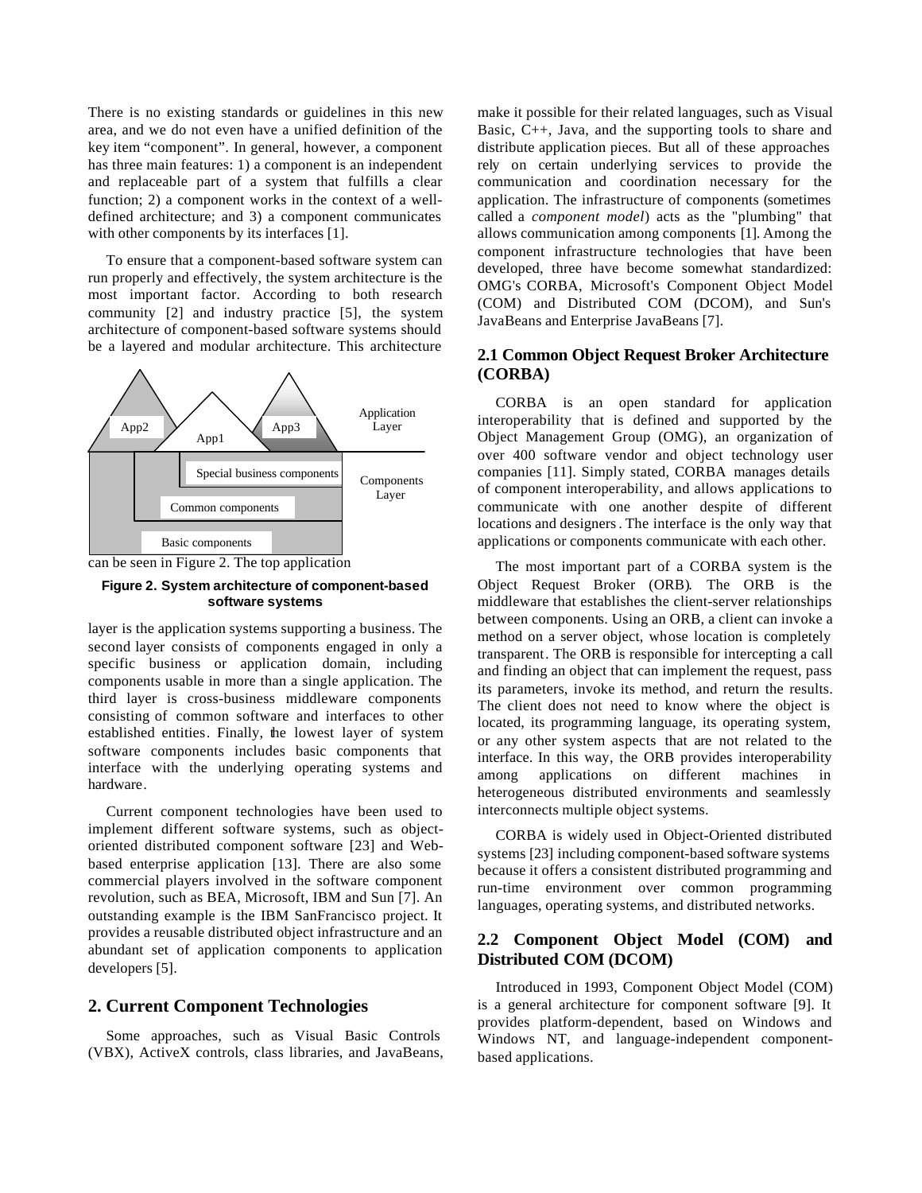There is no existing standards or guidelines in this new area, and we do not even have a unified definition of the key item "component". In general, however, a component has three main features: 1) a component is an independent and replaceable part of a system that fulfills a clear function; 2) a component works in the context of a well-defined architecture; and 3) a component communicates with other components by its interfaces [1].

To ensure that a component-based software system can run properly and effectively, the system architecture is the most important factor. According to both research community [2] and industry practice [5], the system architecture of component-based software systems should be a layered and modular architecture. This architecture can be seen in Figure 2. The top application layer is the application systems supporting a business. The second layer consists of components engaged in only a specific business or application domain, including components usable in more than a single application. The third layer is cross-business middleware components consisting of common software and interfaces to other established entities. Finally, the lowest layer of system software components includes basic components that interface with the underlying operating systems and hardware.

App2
App1
App3
Application Layer
Special business components
Common components
Basic components
Components Layer

**Figure 2. System architecture of component-based software systems**

Current component technologies have been used to implement different software systems, such as object-oriented distributed component software [23] and Web-based enterprise application [13]. There are also some commercial players involved in the software component revolution, such as BEA, Microsoft, IBM and Sun [7]. An outstanding example is the IBM SanFrancisco project. It provides a reusable distributed object infrastructure and an abundant set of application components to application developers [5].

## 2. Current Component Technologies

Some approaches, such as Visual Basic Controls (VBX), ActiveX controls, class libraries, and JavaBeans, make it possible for their related languages, such as Visual Basic, C++, Java, and the supporting tools to share and distribute application pieces. But all of these approaches rely on certain underlying services to provide the communication and coordination necessary for the application. The infrastructure of components (sometimes called a *component model*) acts as the "plumbing" that allows communication among components [1]. Among the component infrastructure technologies that have been developed, three have become somewhat standardized: OMG's CORBA, Microsoft's Component Object Model (COM) and Distributed COM (DCOM), and Sun's JavaBeans and Enterprise JavaBeans [7].

### 2.1 Common Object Request Broker Architecture (CORBA)

CORBA is an open standard for application interoperability that is defined and supported by the Object Management Group (OMG), an organization of over 400 software vendor and object technology user companies [11]. Simply stated, CORBA manages details of component interoperability, and allows applications to communicate with one another despite of different locations and designers. The interface is the only way that applications or components communicate with each other.

The most important part of a CORBA system is the Object Request Broker (ORB). The ORB is the middleware that establishes the client-server relationships between components. Using an ORB, a client can invoke a method on a server object, whose location is completely transparent. The ORB is responsible for intercepting a call and finding an object that can implement the request, pass its parameters, invoke its method, and return the results. The client does not need to know where the object is located, its programming language, its operating system, or any other system aspects that are not related to the interface. In this way, the ORB provides interoperability among applications on different machines in heterogeneous distributed environments and seamlessly interconnects multiple object systems.

CORBA is widely used in Object-Oriented distributed systems [23] including component-based software systems because it offers a consistent distributed programming and run-time environment over common programming languages, operating systems, and distributed networks.

### 2.2 Component Object Model (COM) and Distributed COM (DCOM)

Introduced in 1993, Component Object Model (COM) is a general architecture for component software [9]. It provides platform-dependent, based on Windows and Windows NT, and language-independent component-based applications.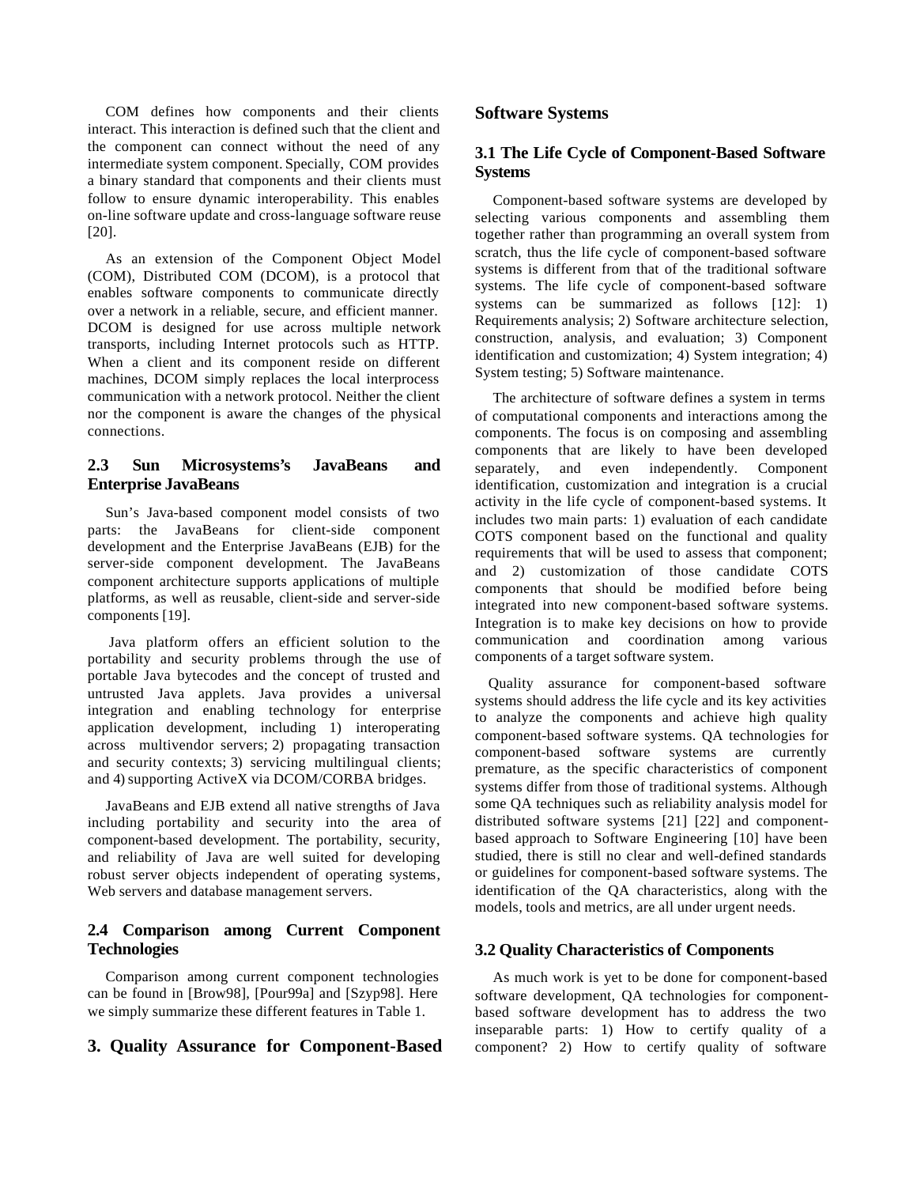COM defines how components and their clients interact. This interaction is defined such that the client and the component can connect without the need of any intermediate system component. Specially, COM provides a binary standard that components and their clients must follow to ensure dynamic interoperability. This enables on-line software update and cross-language software reuse [20].

As an extension of the Component Object Model (COM), Distributed COM (DCOM), is a protocol that enables software components to communicate directly over a network in a reliable, secure, and efficient manner. DCOM is designed for use across multiple network transports, including Internet protocols such as HTTP. When a client and its component reside on different machines, DCOM simply replaces the local interprocess communication with a network protocol. Neither the client nor the component is aware the changes of the physical connections.

### 2.3 Sun Microsystems's JavaBeans and Enterprise JavaBeans

Sun's Java-based component model consists of two parts: the JavaBeans for client-side component development and the Enterprise JavaBeans (EJB) for the server-side component development. The JavaBeans component architecture supports applications of multiple platforms, as well as reusable, client-side and server-side components [19].

Java platform offers an efficient solution to the portability and security problems through the use of portable Java bytecodes and the concept of trusted and untrusted Java applets. Java provides a universal integration and enabling technology for enterprise application development, including 1) interoperating across multivendor servers; 2) propagating transaction and security contexts; 3) servicing multilingual clients; and 4) supporting ActiveX via DCOM/CORBA bridges.

JavaBeans and EJB extend all native strengths of Java including portability and security into the area of component-based development. The portability, security, and reliability of Java are well suited for developing robust server objects independent of operating systems, Web servers and database management servers.

### 2.4 Comparison among Current Component Technologies

Comparison among current component technologies can be found in [Brow98], [Pour99a] and [Szyp98]. Here we simply summarize these different features in Table 1.

## 3. Quality Assurance for Component-Based Software Systems

### 3.1 The Life Cycle of Component-Based Software Systems

Component-based software systems are developed by selecting various components and assembling them together rather than programming an overall system from scratch, thus the life cycle of component-based software systems is different from that of the traditional software systems. The life cycle of component-based software systems can be summarized as follows [12]: 1) Requirements analysis; 2) Software architecture selection, construction, analysis, and evaluation; 3) Component identification and customization; 4) System integration; 4) System testing; 5) Software maintenance.

The architecture of software defines a system in terms of computational components and interactions among the components. The focus is on composing and assembling components that are likely to have been developed separately, and even independently. Component identification, customization and integration is a crucial activity in the life cycle of component-based systems. It includes two main parts: 1) evaluation of each candidate COTS component based on the functional and quality requirements that will be used to assess that component; and 2) customization of those candidate COTS components that should be modified before being integrated into new component-based software systems. Integration is to make key decisions on how to provide communication and coordination among various components of a target software system.

Quality assurance for component-based software systems should address the life cycle and its key activities to analyze the components and achieve high quality component-based software systems. QA technologies for component-based software systems are currently premature, as the specific characteristics of component systems differ from those of traditional systems. Although some QA techniques such as reliability analysis model for distributed software systems [21] [22] and component-based approach to Software Engineering [10] have been studied, there is still no clear and well-defined standards or guidelines for component-based software systems. The identification of the QA characteristics, along with the models, tools and metrics, are all under urgent needs.

### 3.2 Quality Characteristics of Components

As much work is yet to be done for component-based software development, QA technologies for component-based software development has to address the two inseparable parts: 1) How to certify quality of a component? 2) How to certify quality of software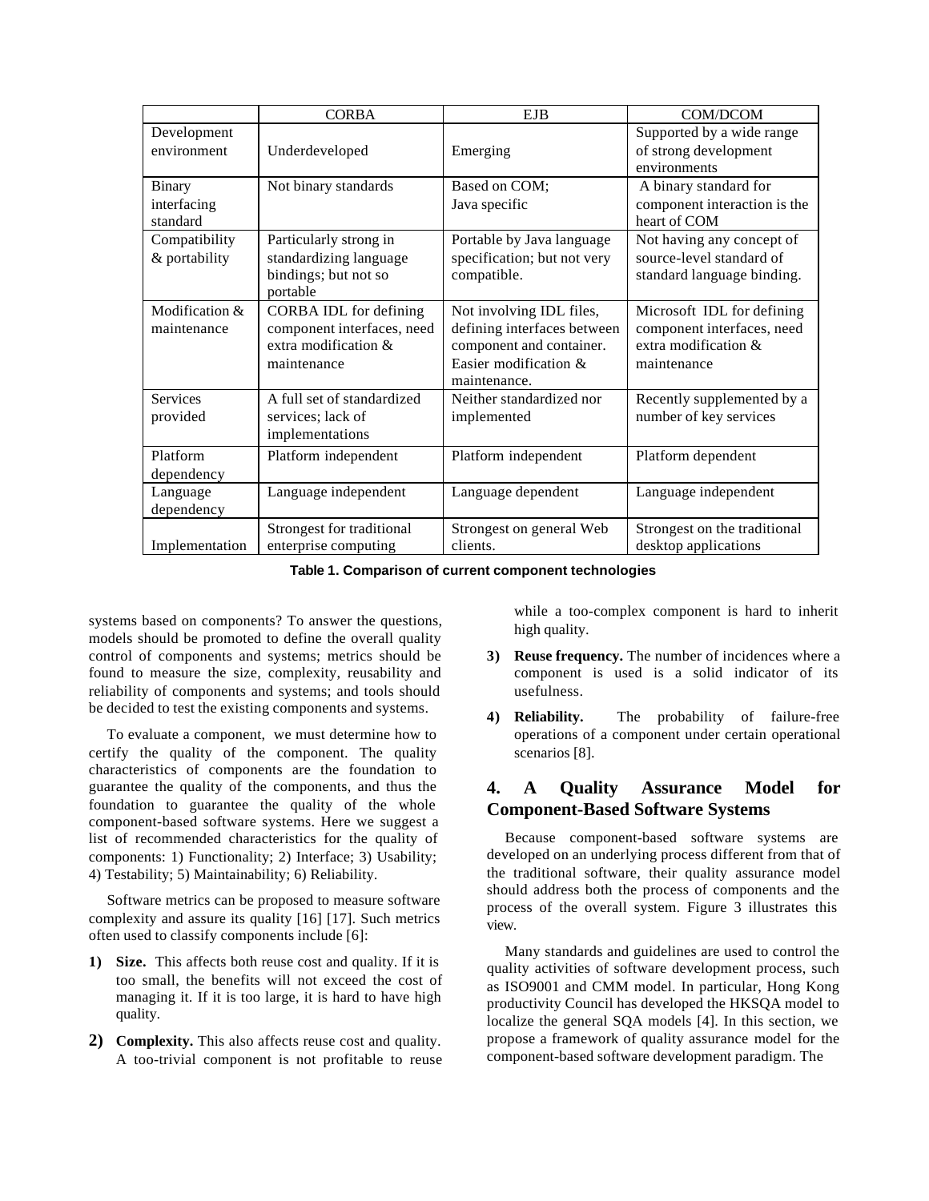| | CORBA | EJB | COM/DCOM |
|---|---|---|---|
| Development environment | Underdeveloped | Emerging | Supported by a wide range of strong development environments |
| Binary interfacing standard | Not binary standards | Based on COM; Java specific | A binary standard for component interaction is the heart of COM |
| Compatibility & portability | Particularly strong in standardizing language bindings; but not so portable | Portable by Java language specification; but not very compatible. | Not having any concept of source-level standard of standard language binding. |
| Modification & maintenance | CORBA IDL for defining component interfaces, need extra modification & maintenance | Not involving IDL files, defining interfaces between component and container. Easier modification & maintenance. | Microsoft IDL for defining component interfaces, need extra modification & maintenance |
| Services provided | A full set of standardized services; lack of implementations | Neither standardized nor implemented | Recently supplemented by a number of key services |
| Platform dependency | Platform independent | Platform independent | Platform dependent |
| Language dependency | Language independent | Language dependent | Language independent |
| Implementation | Strongest for traditional enterprise computing | Strongest on general Web clients. | Strongest on the traditional desktop applications |

**Table 1. Comparison of current component technologies**

systems based on components? To answer the questions, models should be promoted to define the overall quality control of components and systems; metrics should be found to measure the size, complexity, reusability and reliability of components and systems; and tools should be decided to test the existing components and systems.

To evaluate a component, we must determine how to certify the quality of the component. The quality characteristics of components are the foundation to guarantee the quality of the components, and thus the foundation to guarantee the quality of the whole component-based software systems. Here we suggest a list of recommended characteristics for the quality of components: 1) Functionality; 2) Interface; 3) Usability; 4) Testability; 5) Maintainability; 6) Reliability.

Software metrics can be proposed to measure software complexity and assure its quality [16] [17]. Such metrics often used to classify components include [6]:

1) **Size.** This affects both reuse cost and quality. If it is too small, the benefits will not exceed the cost of managing it. If it is too large, it is hard to have high quality.
2) **Complexity.** This also affects reuse cost and quality. A too-trivial component is not profitable to reuse while a too-complex component is hard to inherit high quality.
3) **Reuse frequency.** The number of incidences where a component is used is a solid indicator of its usefulness.
4) **Reliability.** The probability of failure-free operations of a component under certain operational scenarios [8].

## 4. A Quality Assurance Model for Component-Based Software Systems

Because component-based software systems are developed on an underlying process different from that of the traditional software, their quality assurance model should address both the process of components and the process of the overall system. Figure 3 illustrates this view.

Many standards and guidelines are used to control the quality activities of software development process, such as ISO9001 and CMM model. In particular, Hong Kong productivity Council has developed the HKSQA model to localize the general SQA models [4]. In this section, we propose a framework of quality assurance model for the component-based software development paradigm. The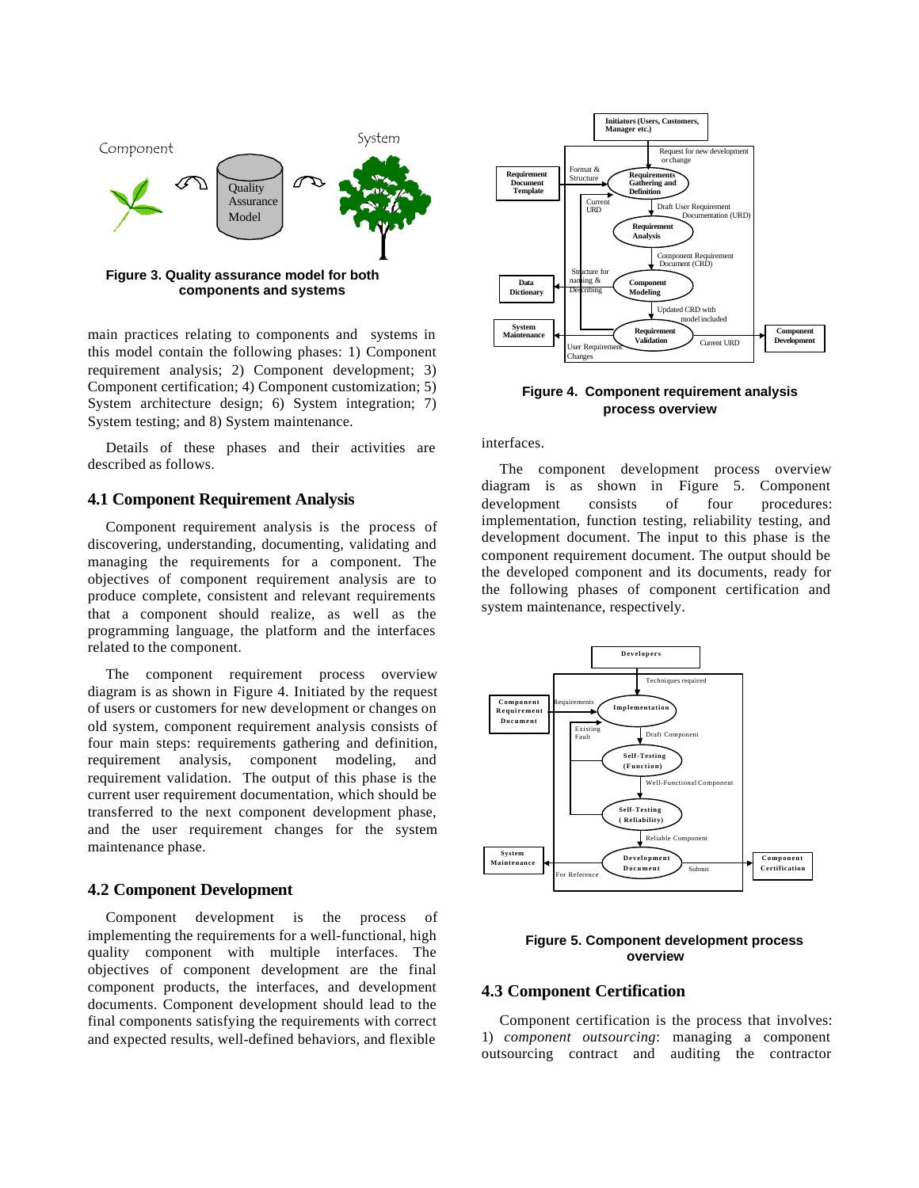Figure 3. Quality assurance model for both components and systems

main practices relating to components and systems in this model contain the following phases: 1) Component requirement analysis; 2) Component development; 3) Component certification; 4) Component customization; 5) System architecture design; 6) System integration; 7) System testing; and 8) System maintenance.

Details of these phases and their activities are described as follows.

### 4.1 Component Requirement Analysis

Component requirement analysis is the process of discovering, understanding, documenting, validating and managing the requirements for a component. The objectives of component requirement analysis are to produce complete, consistent and relevant requirements that a component should realize, as well as the programming language, the platform and the interfaces related to the component.

The component requirement process overview diagram is as shown in Figure 4. Initiated by the request of users or customers for new development or changes on old system, component requirement analysis consists of four main steps: requirements gathering and definition, requirement analysis, component modeling, and requirement validation. The output of this phase is the current user requirement documentation, which should be transferred to the next component development phase, and the user requirement changes for the system maintenance phase.

### 4.2 Component Development

Component development is the process of implementing the requirements for a well-functional, high quality component with multiple interfaces. The objectives of component development are the final component products, the interfaces, and development documents. Component development should lead to the final components satisfying the requirements with correct and expected results, well-defined behaviors, and flexible interfaces.

Figure 4. Component requirement analysis process overview

The component development process overview diagram is as shown in Figure 5. Component development consists of four procedures: implementation, function testing, reliability testing, and development document. The input to this phase is the component requirement document. The output should be the developed component and its documents, ready for the following phases of component certification and system maintenance, respectively.

Figure 5. Component development process overview

### 4.3 Component Certification

Component certification is the process that involves: 1) *component outsourcing*: managing a component outsourcing contract and auditing the contractor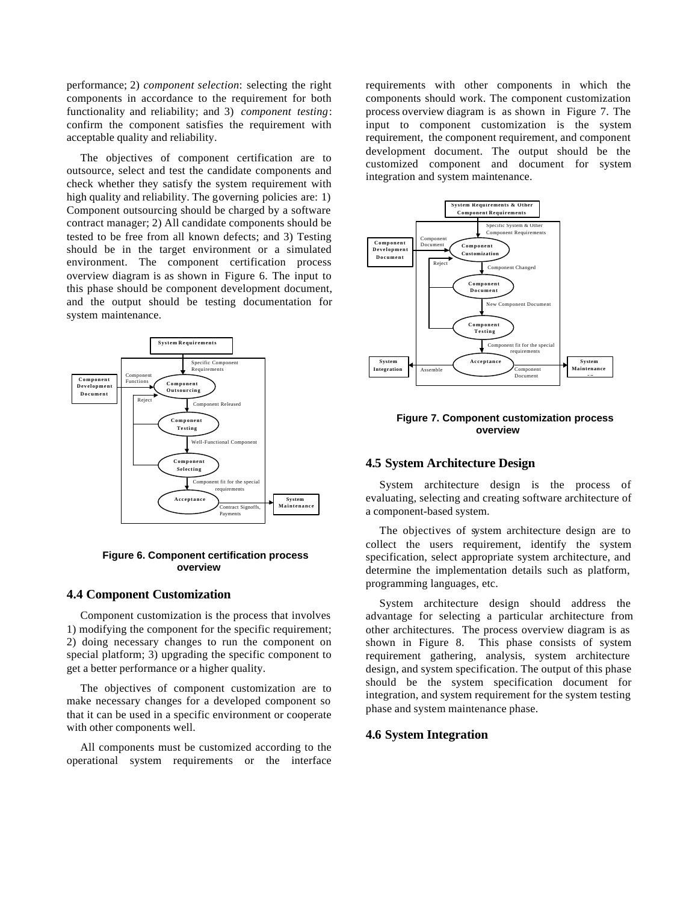performance; 2) *component selection*: selecting the right components in accordance to the requirement for both functionality and reliability; and 3) *component testing*: confirm the component satisfies the requirement with acceptable quality and reliability.

The objectives of component certification are to outsource, select and test the candidate components and check whether they satisfy the system requirement with high quality and reliability. The governing policies are: 1) Component outsourcing should be charged by a software contract manager; 2) All candidate components should be tested to be free from all known defects; and 3) Testing should be in the target environment or a simulated environment. The component certification process overview diagram is as shown in Figure 6. The input to this phase should be component development document, and the output should be testing documentation for system maintenance.

**Figure 6. Component certification process overview**

### 4.4 Component Customization

Component customization is the process that involves 1) modifying the component for the specific requirement; 2) doing necessary changes to run the component on special platform; 3) upgrading the specific component to get a better performance or a higher quality.

The objectives of component customization are to make necessary changes for a developed component so that it can be used in a specific environment or cooperate with other components well.

All components must be customized according to the operational system requirements or the interface requirements with other components in which the components should work. The component customization process overview diagram is as shown in Figure 7. The input to component customization is the system requirement, the component requirement, and component development document. The output should be the customized component and document for system integration and system maintenance.

**Figure 7. Component customization process overview**

### 4.5 System Architecture Design

System architecture design is the process of evaluating, selecting and creating software architecture of a component-based system.

The objectives of system architecture design are to collect the users requirement, identify the system specification, select appropriate system architecture, and determine the implementation details such as platform, programming languages, etc.

System architecture design should address the advantage for selecting a particular architecture from other architectures. The process overview diagram is as shown in Figure 8. This phase consists of system requirement gathering, analysis, system architecture design, and system specification. The output of this phase should be the system specification document for integration, and system requirement for the system testing phase and system maintenance phase.

### 4.6 System Integration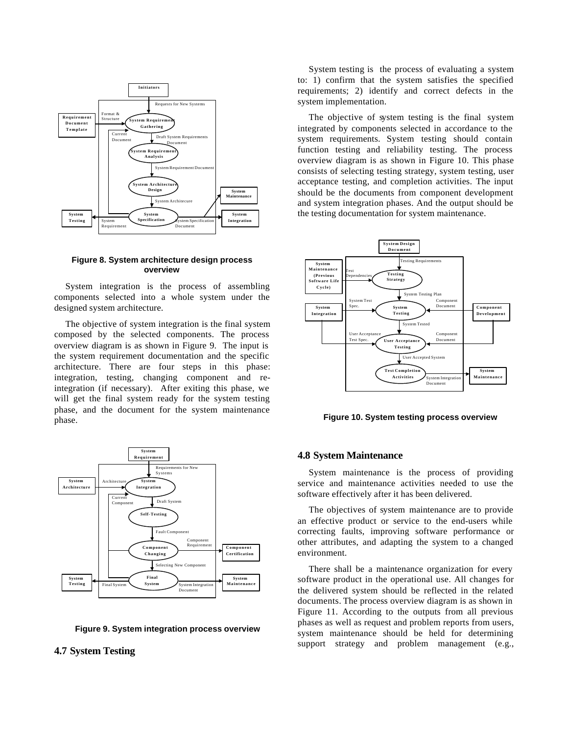**Figure 8. System architecture design process overview**

System integration is the process of assembling components selected into a whole system under the designed system architecture.

The objective of system integration is the final system composed by the selected components. The process overview diagram is as shown in Figure 9. The input is the system requirement documentation and the specific architecture. There are four steps in this phase: integration, testing, changing component and re-integration (if necessary). After exiting this phase, we will get the final system ready for the system testing phase, and the document for the system maintenance phase.

**Figure 9. System integration process overview**

## 4.7 System Testing

System testing is the process of evaluating a system to: 1) confirm that the system satisfies the specified requirements; 2) identify and correct defects in the system implementation.

The objective of system testing is the final system integrated by components selected in accordance to the system requirements. System testing should contain function testing and reliability testing. The process overview diagram is as shown in Figure 10. This phase consists of selecting testing strategy, system testing, user acceptance testing, and completion activities. The input should be the documents from component development and system integration phases. And the output should be the testing documentation for system maintenance.

**Figure 10. System testing process overview**

## 4.8 System Maintenance

System maintenance is the process of providing service and maintenance activities needed to use the software effectively after it has been delivered.

The objectives of system maintenance are to provide an effective product or service to the end-users while correcting faults, improving software performance or other attributes, and adapting the system to a changed environment.

There shall be a maintenance organization for every software product in the operational use. All changes for the delivered system should be reflected in the related documents. The process overview diagram is as shown in Figure 11. According to the outputs from all previous phases as well as request and problem reports from users, system maintenance should be held for determining support strategy and problem management (e.g.,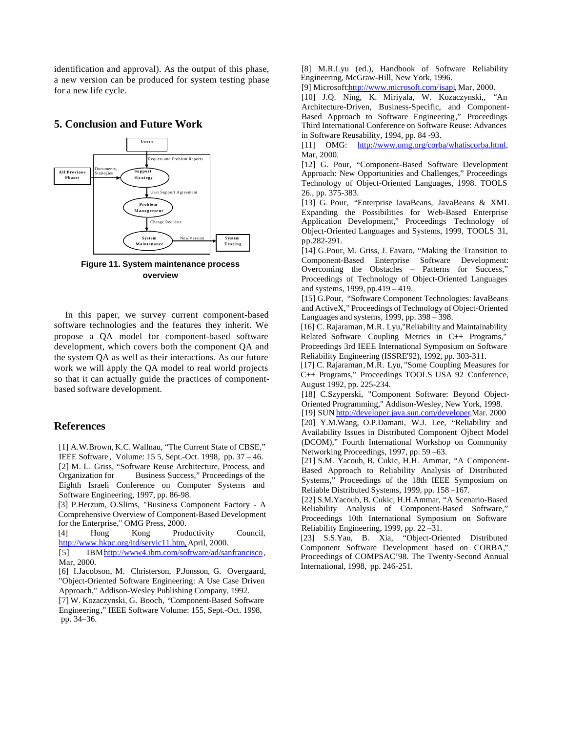identification and approval). As the output of this phase, a new version can be produced for system testing phase for a new life cycle.

## 5. Conclusion and Future Work

Users
Request and Problem Reports
All Previous Phases
Documents, Strategies
Support Strategy
User Support Agreement
Problem Management
Change Requests
System Maintenance
New Version
System Testing

**Figure 11. System maintenance process overview**

In this paper, we survey current component-based software technologies and the features they inherit. We propose a QA model for component-based software development, which covers both the component QA and the system QA as well as their interactions. As our future work we will apply the QA model to real world projects so that it can actually guide the practices of component-based software development.

## References

[1] A.W.Brown, K.C. Wallnau, "The Current State of CBSE," IEEE Software, Volume: 15 5, Sept.-Oct. 1998, pp. 37 – 46.
[2] M. L. Griss, "Software Reuse Architecture, Process, and Organization for Business Success," Proceedings of the Eighth Israeli Conference on Computer Systems and Software Engineering, 1997, pp. 86-98.
[3] P.Herzum, O.Slims, "Business Component Factory - A Comprehensive Overview of Component-Based Development for the Enterprise," OMG Press, 2000.
[4] Hong Kong Productivity Council, http://www.hkpc.org/itd/servic11.htm, April, 2000.
[5] IBM:http://www4.ibm.com/software/ad/sanfrancisco, Mar, 2000.
[6] I.Jacobson, M. Christerson, P.Jonsson, G. Overgaard, "Object-Oriented Software Engineering: A Use Case Driven Approach," Addison-Wesley Publishing Company, 1992.
[7] W. Kozaczynski, G. Booch, "Component-Based Software Engineering," IEEE Software Volume: 155, Sept.-Oct. 1998, pp. 34–36.
[8] M.R.Lyu (ed.), Handbook of Software Reliability Engineering, McGraw-Hill, New York, 1996.
[9] Microsoft:http://www.microsoft.com/isapi, Mar, 2000.
[10] J.Q. Ning, K. Miriyala, W. Kozaczynski,, "An Architecture-Driven, Business-Specific, and Component-Based Approach to Software Engineering," Proceedings Third International Conference on Software Reuse: Advances in Software Reusability, 1994, pp. 84 -93.
[11] OMG: http://www.omg.org/corba/whatiscorba.html, Mar, 2000.
[12] G. Pour, "Component-Based Software Development Approach: New Opportunities and Challenges," Proceedings Technology of Object-Oriented Languages, 1998. TOOLS 26., pp. 375-383.
[13] G. Pour, "Enterprise JavaBeans, JavaBeans & XML Expanding the Possibilities for Web-Based Enterprise Application Development," Proceedings Technology of Object-Oriented Languages and Systems, 1999, TOOLS 31, pp.282-291.
[14] G.Pour, M. Griss, J. Favaro, "Making the Transition to Component-Based Enterprise Software Development: Overcoming the Obstacles – Patterns for Success," Proceedings of Technology of Object-Oriented Languages and systems, 1999, pp.419 – 419.
[15] G.Pour, "Software Component Technologies: JavaBeans and ActiveX," Proceedings of Technology of Object-Oriented Languages and systems, 1999, pp. 398 – 398.
[16] C. Rajaraman, M.R. Lyu,"Reliability and Maintainability Related Software Coupling Metrics in C++ Programs," Proceedings 3rd IEEE International Symposium on Software Reliability Engineering (ISSRE'92), 1992, pp. 303-311.
[17] C. Rajaraman, M.R. Lyu, "Some Coupling Measures for C++ Programs," Proceedings TOOLS USA 92 Conference, August 1992, pp. 225-234.
[18] C.Szyperski, "Component Software: Beyond Object-Oriented Programming," Addison-Wesley, New York, 1998.
[19] SUN http://developer.java.sun.com/developer,Mar. 2000
[20] Y.M.Wang, O.P.Damani, W.J. Lee, "Reliability and Availability Issues in Distributed Component Ojbect Model (DCOM)," Fourth International Workshop on Community Networking Proceedings, 1997, pp. 59 –63.
[21] S.M. Yacoub, B. Cukic, H.H. Ammar, "A Component-Based Approach to Reliability Analysis of Distributed Systems," Proceedings of the 18th IEEE Symposium on Reliable Distributed Systems, 1999, pp. 158 –167.
[22] S.M.Yacoub, B. Cukic, H.H.Ammar, "A Scenario-Based Reliability Analysis of Component-Based Software," Proceedings 10th International Symposium on Software Reliability Engineering, 1999, pp. 22 –31.
[23] S.S.Yau, B. Xia, "Object-Oriented Distributed Component Software Development based on CORBA," Proceedings of COMPSAC'98. The Twenty-Second Annual International, 1998, pp. 246-251.